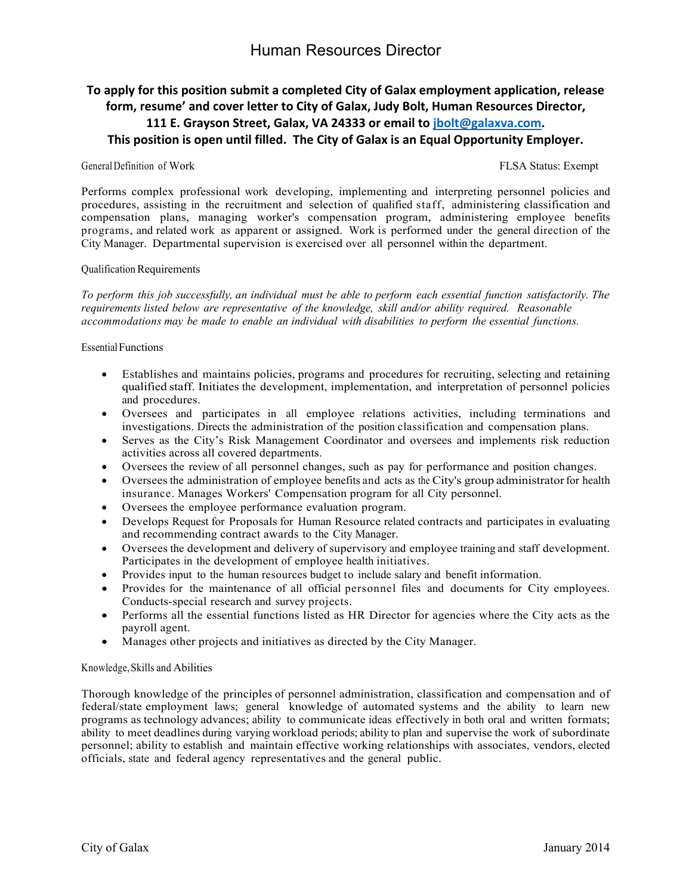# Human Resources Director

**To apply for this position submit a completed City of Galax employment application, release form, resume' and cover letter to City of Galax, Judy Bolt, Human Resources Director, 111 E. Grayson Street, Galax, VA 24333 or email to [jbolt@galaxva.com](mailto:jbolt@galaxva.com).**
**This position is open until filled. The City of Galax is an Equal Opportunity Employer.**

General Definition of Work — FLSA Status: Exempt

Performs complex professional work developing, implementing and interpreting personnel policies and procedures, assisting in the recruitment and selection of qualified staff, administering classification and compensation plans, managing worker's compensation program, administering employee benefits programs, and related work as apparent or assigned. Work is performed under the general direction of the City Manager. Departmental supervision is exercised over all personnel within the department.

Qualification Requirements

*To perform this job successfully, an individual must be able to perform each essential function satisfactorily. The requirements listed below are representative of the knowledge, skill and/or ability required. Reasonable accommodations may be made to enable an individual with disabilities to perform the essential functions.*

Essential Functions

- Establishes and maintains policies, programs and procedures for recruiting, selecting and retaining qualified staff. Initiates the development, implementation, and interpretation of personnel policies and procedures.
- Oversees and participates in all employee relations activities, including terminations and investigations. Directs the administration of the position classification and compensation plans.
- Serves as the City's Risk Management Coordinator and oversees and implements risk reduction activities across all covered departments.
- Oversees the review of all personnel changes, such as pay for performance and position changes.
- Oversees the administration of employee benefits and acts as the City's group administrator for health insurance. Manages Workers' Compensation program for all City personnel.
- Oversees the employee performance evaluation program.
- Develops Request for Proposals for Human Resource related contracts and participates in evaluating and recommending contract awards to the City Manager.
- Oversees the development and delivery of supervisory and employee training and staff development. Participates in the development of employee health initiatives.
- Provides input to the human resources budget to include salary and benefit information.
- Provides for the maintenance of all official personnel files and documents for City employees. Conducts-special research and survey projects.
- Performs all the essential functions listed as HR Director for agencies where the City acts as the payroll agent.
- Manages other projects and initiatives as directed by the City Manager.

Knowledge, Skills and Abilities

Thorough knowledge of the principles of personnel administration, classification and compensation and of federal/state employment laws; general knowledge of automated systems and the ability to learn new programs as technology advances; ability to communicate ideas effectively in both oral and written formats; ability to meet deadlines during varying workload periods; ability to plan and supervise the work of subordinate personnel; ability to establish and maintain effective working relationships with associates, vendors, elected officials, state and federal agency representatives and the general public.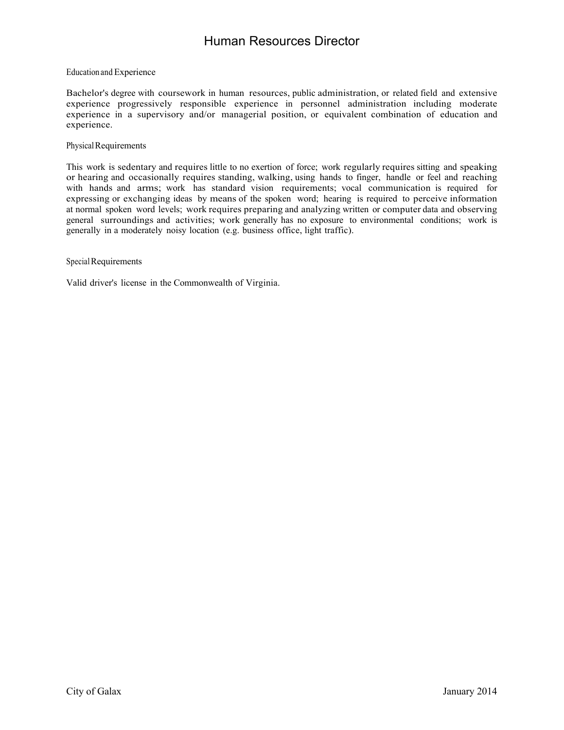# Human Resources Director

## Education and Experience

Bachelor's degree with coursework in human resources, public administration, or related field and extensive experience progressively responsible experience in personnel administration including moderate experience in a supervisory and/or managerial position, or equivalent combination of education and experience.

## Physical Requirements

This work is sedentary and requires little to no exertion of force; work regularly requires sitting and speaking or hearing and occasionally requires standing, walking, using hands to finger, handle or feel and reaching with hands and arms; work has standard vision requirements; vocal communication is required for expressing or exchanging ideas by means of the spoken word; hearing is required to perceive information at normal spoken word levels; work requires preparing and analyzing written or computer data and observing general surroundings and activities; work generally has no exposure to environmental conditions; work is generally in a moderately noisy location (e.g. business office, light traffic).

## Special Requirements

Valid driver's license in the Commonwealth of Virginia.